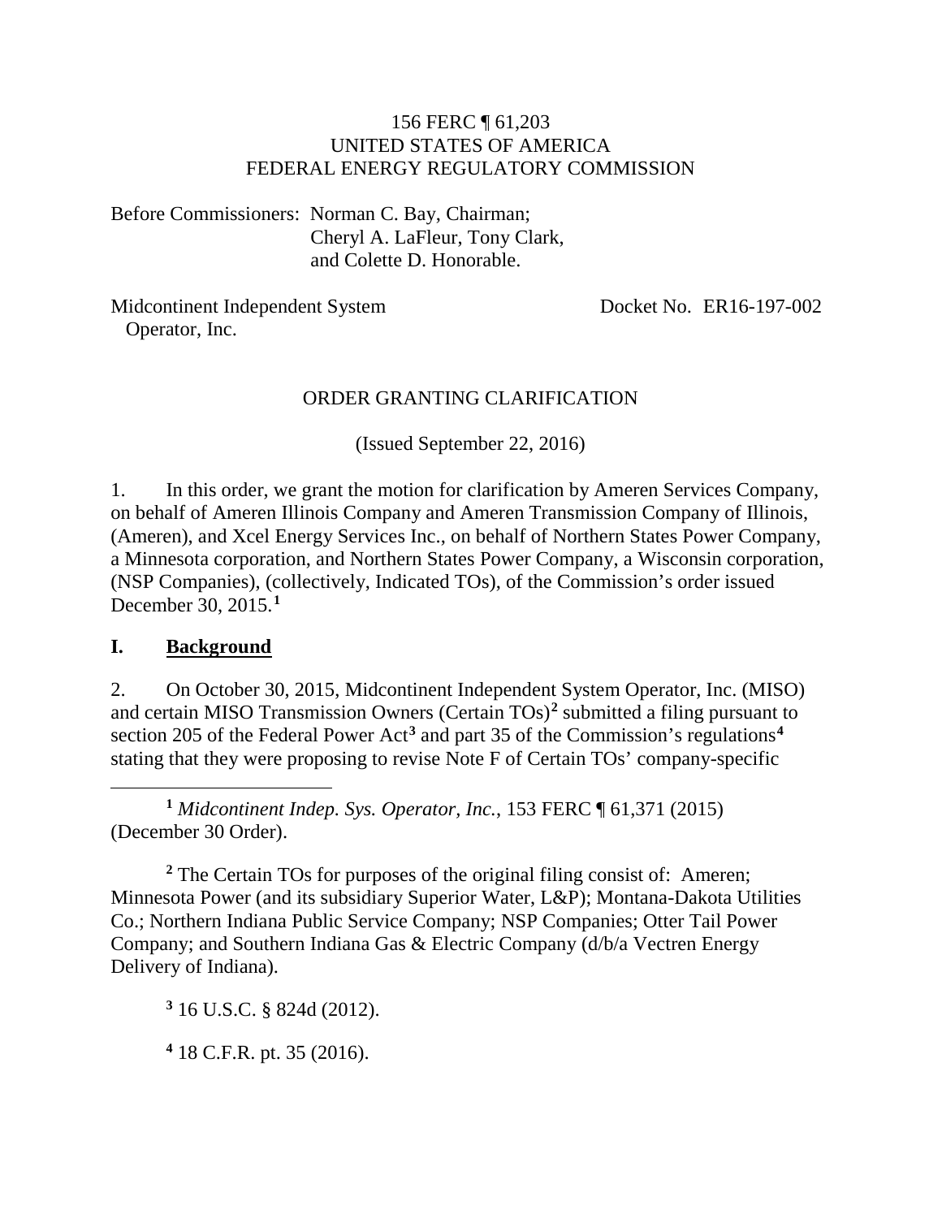156 FERC ¶ 61,203
UNITED STATES OF AMERICA
FEDERAL ENERGY REGULATORY COMMISSION

Before Commissioners: Norman C. Bay, Chairman;
Cheryl A. LaFleur, Tony Clark,
and Colette D. Honorable.

Midcontinent Independent System Operator, Inc. — Docket No. ER16-197-002

ORDER GRANTING CLARIFICATION

(Issued September 22, 2016)

1. In this order, we grant the motion for clarification by Ameren Services Company, on behalf of Ameren Illinois Company and Ameren Transmission Company of Illinois, (Ameren), and Xcel Energy Services Inc., on behalf of Northern States Power Company, a Minnesota corporation, and Northern States Power Company, a Wisconsin corporation, (NSP Companies), (collectively, Indicated TOs), of the Commission's order issued December 30, 2015.[1]

## I. Background

2. On October 30, 2015, Midcontinent Independent System Operator, Inc. (MISO) and certain MISO Transmission Owners (Certain TOs)[2] submitted a filing pursuant to section 205 of the Federal Power Act[3] and part 35 of the Commission's regulations[4] stating that they were proposing to revise Note F of Certain TOs' company-specific

---

[1] *Midcontinent Indep. Sys. Operator, Inc.*, 153 FERC ¶ 61,371 (2015) (December 30 Order).

[2] The Certain TOs for purposes of the original filing consist of: Ameren; Minnesota Power (and its subsidiary Superior Water, L&P); Montana-Dakota Utilities Co.; Northern Indiana Public Service Company; NSP Companies; Otter Tail Power Company; and Southern Indiana Gas & Electric Company (d/b/a Vectren Energy Delivery of Indiana).

[3] 16 U.S.C. § 824d (2012).

[4] 18 C.F.R. pt. 35 (2016).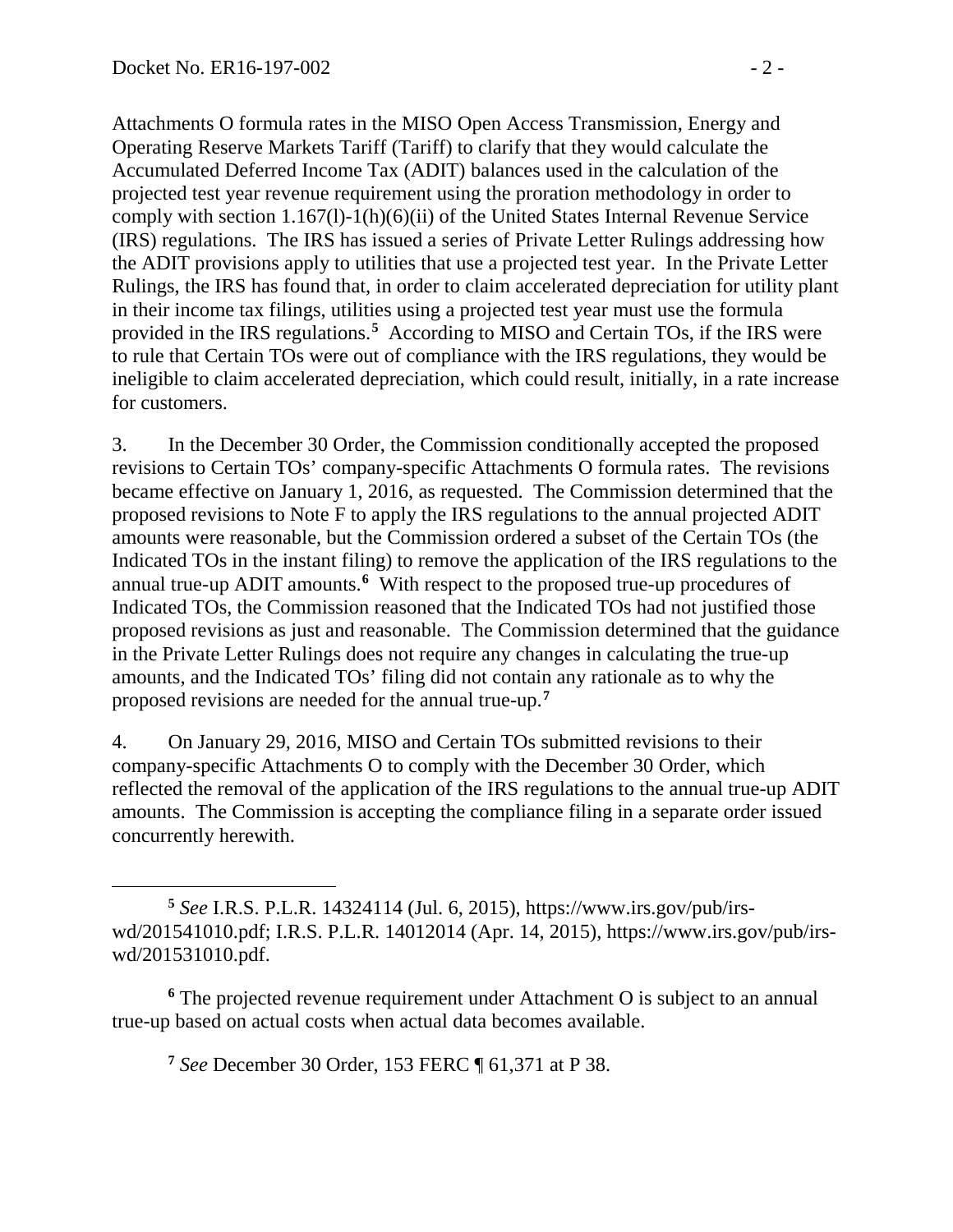Attachments O formula rates in the MISO Open Access Transmission, Energy and Operating Reserve Markets Tariff (Tariff) to clarify that they would calculate the Accumulated Deferred Income Tax (ADIT) balances used in the calculation of the projected test year revenue requirement using the proration methodology in order to comply with section 1.167(l)-1(h)(6)(ii) of the United States Internal Revenue Service (IRS) regulations. The IRS has issued a series of Private Letter Rulings addressing how the ADIT provisions apply to utilities that use a projected test year. In the Private Letter Rulings, the IRS has found that, in order to claim accelerated depreciation for utility plant in their income tax filings, utilities using a projected test year must use the formula provided in the IRS regulations.[5] According to MISO and Certain TOs, if the IRS were to rule that Certain TOs were out of compliance with the IRS regulations, they would be ineligible to claim accelerated depreciation, which could result, initially, in a rate increase for customers.

3. In the December 30 Order, the Commission conditionally accepted the proposed revisions to Certain TOs' company-specific Attachments O formula rates. The revisions became effective on January 1, 2016, as requested. The Commission determined that the proposed revisions to Note F to apply the IRS regulations to the annual projected ADIT amounts were reasonable, but the Commission ordered a subset of the Certain TOs (the Indicated TOs in the instant filing) to remove the application of the IRS regulations to the annual true-up ADIT amounts.[6] With respect to the proposed true-up procedures of Indicated TOs, the Commission reasoned that the Indicated TOs had not justified those proposed revisions as just and reasonable. The Commission determined that the guidance in the Private Letter Rulings does not require any changes in calculating the true-up amounts, and the Indicated TOs' filing did not contain any rationale as to why the proposed revisions are needed for the annual true-up.[7]

4. On January 29, 2016, MISO and Certain TOs submitted revisions to their company-specific Attachments O to comply with the December 30 Order, which reflected the removal of the application of the IRS regulations to the annual true-up ADIT amounts. The Commission is accepting the compliance filing in a separate order issued concurrently herewith.

---

[5] *See* I.R.S. P.L.R. 14324114 (Jul. 6, 2015), https://www.irs.gov/pub/irs-wd/201541010.pdf; I.R.S. P.L.R. 14012014 (Apr. 14, 2015), https://www.irs.gov/pub/irs-wd/201531010.pdf.

[6] The projected revenue requirement under Attachment O is subject to an annual true-up based on actual costs when actual data becomes available.

[7] *See* December 30 Order, 153 FERC ¶ 61,371 at P 38.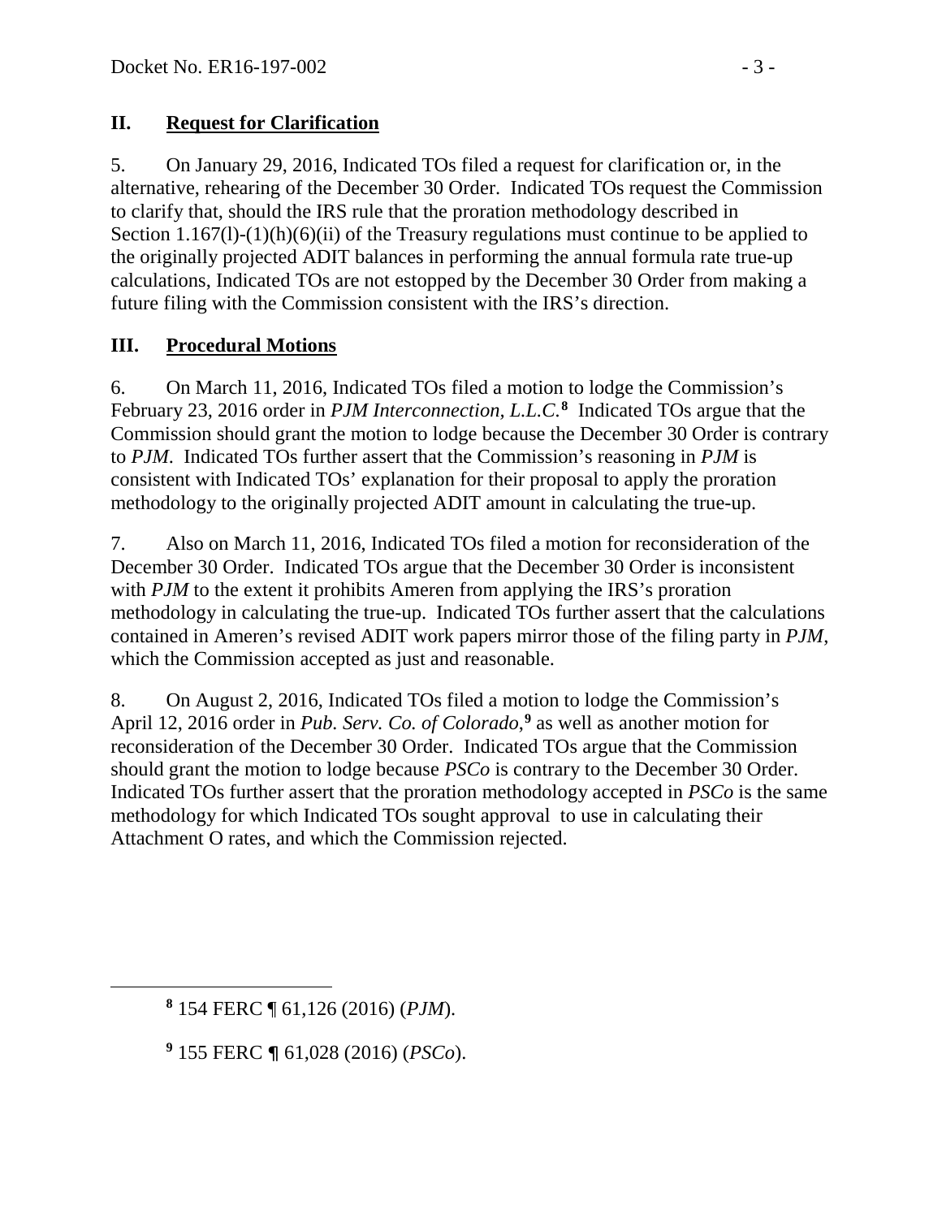## II. Request for Clarification

5. On January 29, 2016, Indicated TOs filed a request for clarification or, in the alternative, rehearing of the December 30 Order. Indicated TOs request the Commission to clarify that, should the IRS rule that the proration methodology described in Section 1.167(l)-(1)(h)(6)(ii) of the Treasury regulations must continue to be applied to the originally projected ADIT balances in performing the annual formula rate true-up calculations, Indicated TOs are not estopped by the December 30 Order from making a future filing with the Commission consistent with the IRS's direction.

## III. Procedural Motions

6. On March 11, 2016, Indicated TOs filed a motion to lodge the Commission's February 23, 2016 order in *PJM Interconnection, L.L.C.*[8] Indicated TOs argue that the Commission should grant the motion to lodge because the December 30 Order is contrary to *PJM*. Indicated TOs further assert that the Commission's reasoning in *PJM* is consistent with Indicated TOs' explanation for their proposal to apply the proration methodology to the originally projected ADIT amount in calculating the true-up.

7. Also on March 11, 2016, Indicated TOs filed a motion for reconsideration of the December 30 Order. Indicated TOs argue that the December 30 Order is inconsistent with *PJM* to the extent it prohibits Ameren from applying the IRS's proration methodology in calculating the true-up. Indicated TOs further assert that the calculations contained in Ameren's revised ADIT work papers mirror those of the filing party in *PJM*, which the Commission accepted as just and reasonable.

8. On August 2, 2016, Indicated TOs filed a motion to lodge the Commission's April 12, 2016 order in *Pub. Serv. Co. of Colorado*,[9] as well as another motion for reconsideration of the December 30 Order. Indicated TOs argue that the Commission should grant the motion to lodge because *PSCo* is contrary to the December 30 Order. Indicated TOs further assert that the proration methodology accepted in *PSCo* is the same methodology for which Indicated TOs sought approval to use in calculating their Attachment O rates, and which the Commission rejected.

---

[8] 154 FERC ¶ 61,126 (2016) (*PJM*).

[9] 155 FERC ¶ 61,028 (2016) (*PSCo*).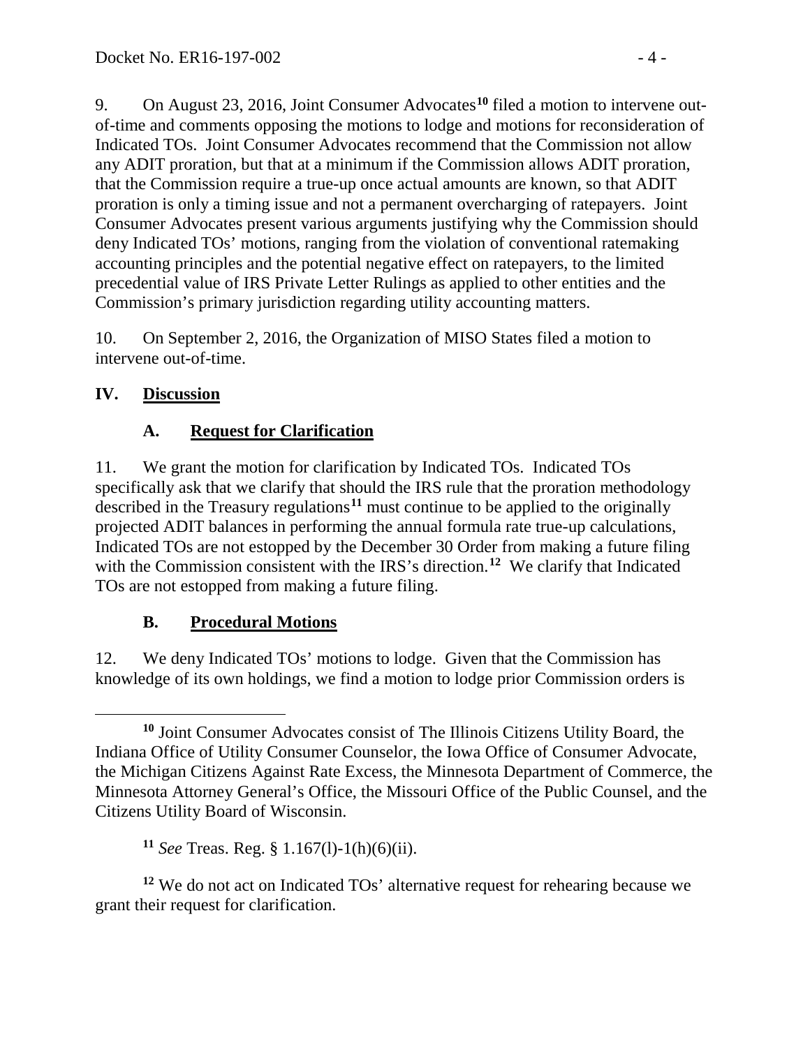9. On August 23, 2016, Joint Consumer Advocates[10] filed a motion to intervene out-of-time and comments opposing the motions to lodge and motions for reconsideration of Indicated TOs. Joint Consumer Advocates recommend that the Commission not allow any ADIT proration, but that at a minimum if the Commission allows ADIT proration, that the Commission require a true-up once actual amounts are known, so that ADIT proration is only a timing issue and not a permanent overcharging of ratepayers. Joint Consumer Advocates present various arguments justifying why the Commission should deny Indicated TOs' motions, ranging from the violation of conventional ratemaking accounting principles and the potential negative effect on ratepayers, to the limited precedential value of IRS Private Letter Rulings as applied to other entities and the Commission's primary jurisdiction regarding utility accounting matters.

10. On September 2, 2016, the Organization of MISO States filed a motion to intervene out-of-time.

## IV. Discussion

### A. Request for Clarification

11. We grant the motion for clarification by Indicated TOs. Indicated TOs specifically ask that we clarify that should the IRS rule that the proration methodology described in the Treasury regulations[11] must continue to be applied to the originally projected ADIT balances in performing the annual formula rate true-up calculations, Indicated TOs are not estopped by the December 30 Order from making a future filing with the Commission consistent with the IRS's direction.[12] We clarify that Indicated TOs are not estopped from making a future filing.

### B. Procedural Motions

12. We deny Indicated TOs' motions to lodge. Given that the Commission has knowledge of its own holdings, we find a motion to lodge prior Commission orders is

---

[10] Joint Consumer Advocates consist of The Illinois Citizens Utility Board, the Indiana Office of Utility Consumer Counselor, the Iowa Office of Consumer Advocate, the Michigan Citizens Against Rate Excess, the Minnesota Department of Commerce, the Minnesota Attorney General's Office, the Missouri Office of the Public Counsel, and the Citizens Utility Board of Wisconsin.

[11] *See* Treas. Reg. § 1.167(l)-1(h)(6)(ii).

[12] We do not act on Indicated TOs' alternative request for rehearing because we grant their request for clarification.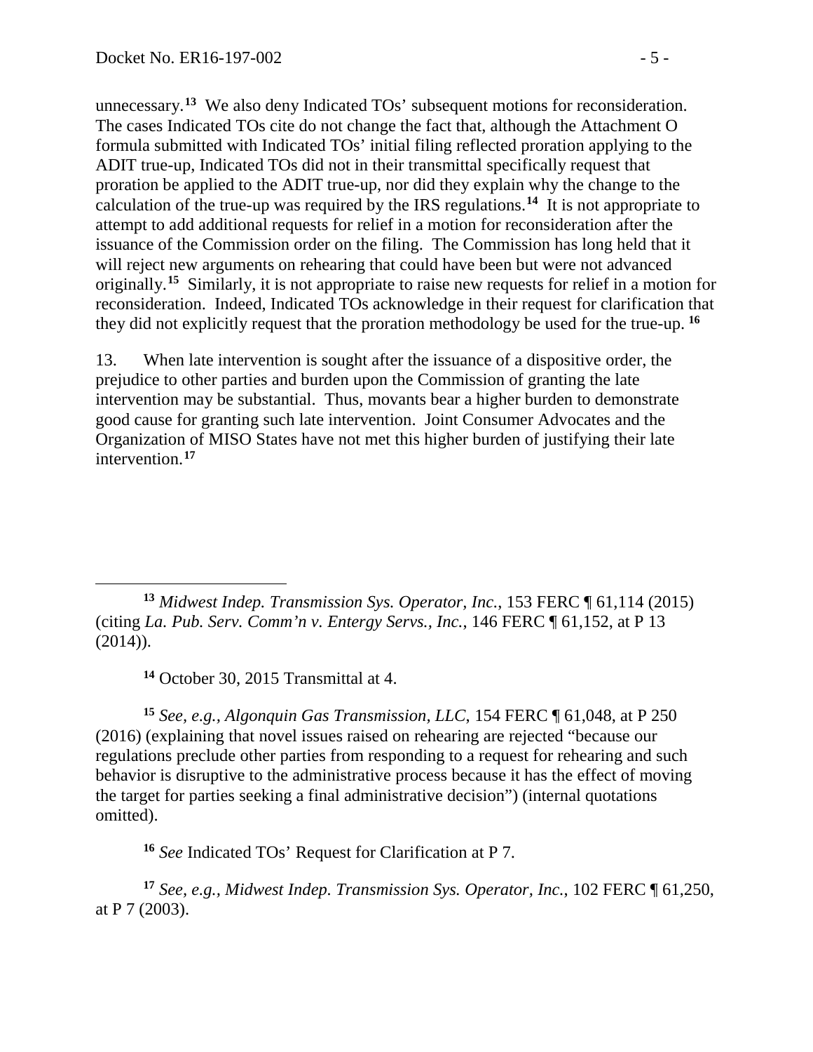unnecessary.[13] We also deny Indicated TOs' subsequent motions for reconsideration. The cases Indicated TOs cite do not change the fact that, although the Attachment O formula submitted with Indicated TOs' initial filing reflected proration applying to the ADIT true-up, Indicated TOs did not in their transmittal specifically request that proration be applied to the ADIT true-up, nor did they explain why the change to the calculation of the true-up was required by the IRS regulations.[14] It is not appropriate to attempt to add additional requests for relief in a motion for reconsideration after the issuance of the Commission order on the filing. The Commission has long held that it will reject new arguments on rehearing that could have been but were not advanced originally.[15] Similarly, it is not appropriate to raise new requests for relief in a motion for reconsideration. Indeed, Indicated TOs acknowledge in their request for clarification that they did not explicitly request that the proration methodology be used for the true-up.[16]

13. When late intervention is sought after the issuance of a dispositive order, the prejudice to other parties and burden upon the Commission of granting the late intervention may be substantial. Thus, movants bear a higher burden to demonstrate good cause for granting such late intervention. Joint Consumer Advocates and the Organization of MISO States have not met this higher burden of justifying their late intervention.[17]

---

[13] *Midwest Indep. Transmission Sys. Operator, Inc.*, 153 FERC ¶ 61,114 (2015) (citing *La. Pub. Serv. Comm'n v. Entergy Servs., Inc.*, 146 FERC ¶ 61,152, at P 13 (2014)).

[14] October 30, 2015 Transmittal at 4.

[15] *See, e.g., Algonquin Gas Transmission, LLC*, 154 FERC ¶ 61,048, at P 250 (2016) (explaining that novel issues raised on rehearing are rejected "because our regulations preclude other parties from responding to a request for rehearing and such behavior is disruptive to the administrative process because it has the effect of moving the target for parties seeking a final administrative decision") (internal quotations omitted).

[16] *See* Indicated TOs' Request for Clarification at P 7.

[17] *See, e.g., Midwest Indep. Transmission Sys. Operator, Inc.*, 102 FERC ¶ 61,250, at P 7 (2003).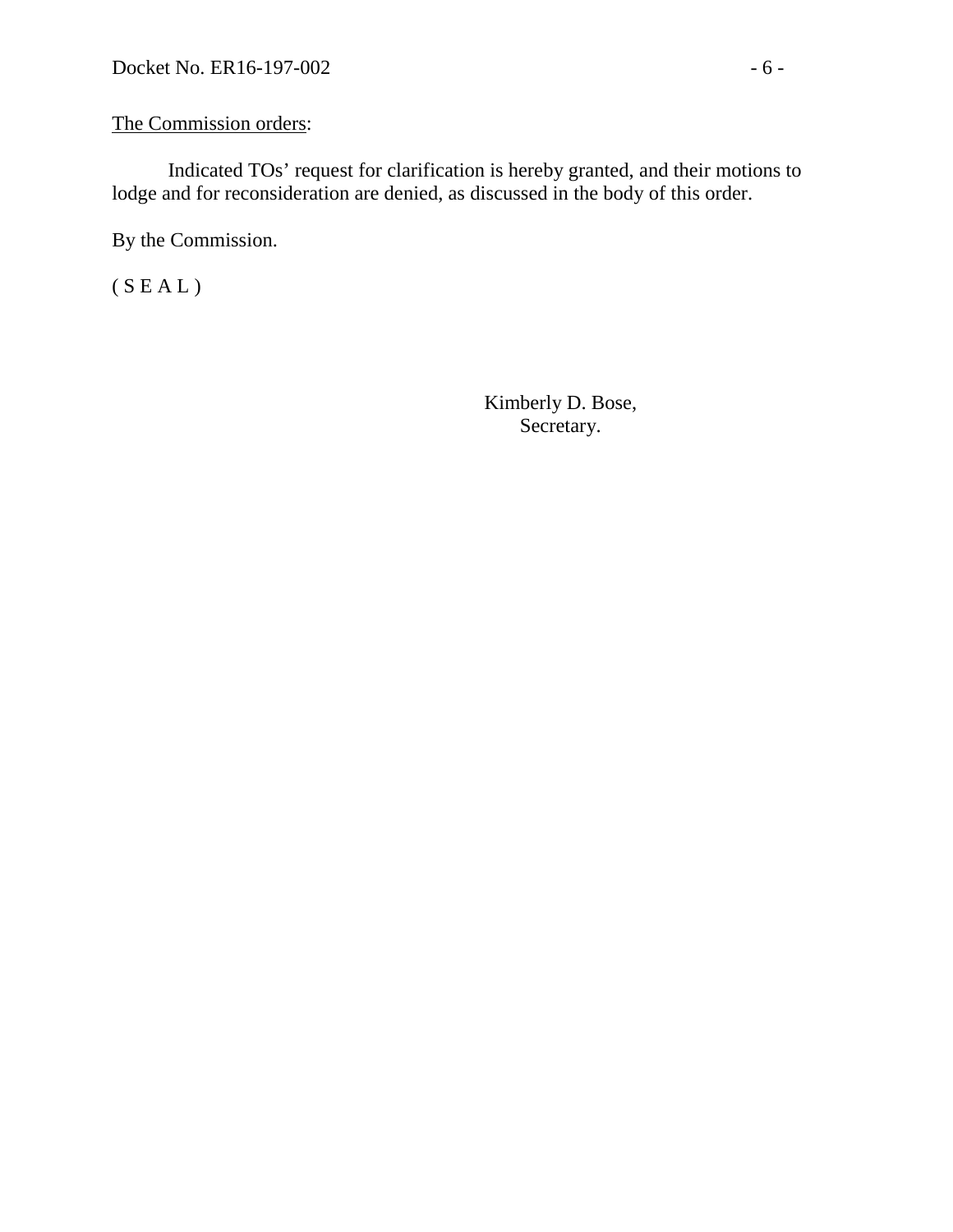<u>The Commission orders</u>:

Indicated TOs' request for clarification is hereby granted, and their motions to lodge and for reconsideration are denied, as discussed in the body of this order.

By the Commission.

( S E A L )

Kimberly D. Bose,
Secretary.